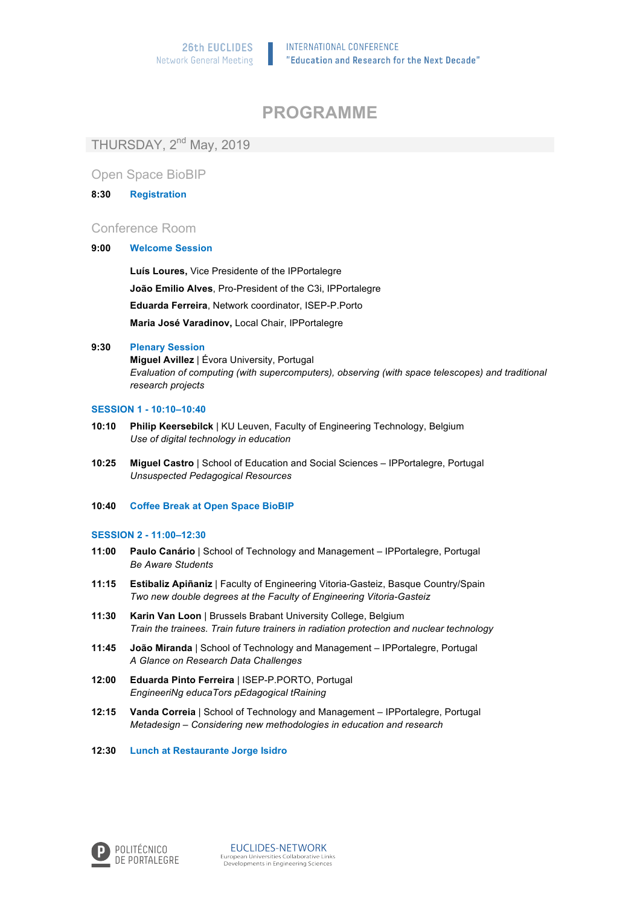26th EUCLIDES
Network General Meeting

INTERNATIONAL CONFERENCE
"Education and Research for the Next Decade"

# PROGRAMME

## THURSDAY, 2nd May, 2019

### Open Space BioBIP

**8:30** **Registration**

### Conference Room

**9:00** **Welcome Session**

**Luís Loures,** Vice Presidente of the IPPortalegre

**João Emilio Alves**, Pro-President of the C3i, IPPortalegre

**Eduarda Ferreira**, Network coordinator, ISEP-P.Porto

**Maria José Varadinov,** Local Chair, IPPortalegre

**9:30** **Plenary Session**
**Miguel Avillez** | Évora University, Portugal
*Evaluation of computing (with supercomputers), observing (with space telescopes) and traditional research projects*

**SESSION 1 - 10:10–10:40**

**10:10** **Philip Keersebilck** | KU Leuven, Faculty of Engineering Technology, Belgium
*Use of digital technology in education*

**10:25** **Miguel Castro** | School of Education and Social Sciences – IPPortalegre, Portugal
*Unsuspected Pedagogical Resources*

**10:40** **Coffee Break at Open Space BioBIP**

**SESSION 2 - 11:00–12:30**

**11:00** **Paulo Canário** | School of Technology and Management – IPPortalegre, Portugal
*Be Aware Students*

**11:15** **Estibaliz Apiñaniz** | Faculty of Engineering Vitoria-Gasteiz, Basque Country/Spain
*Two new double degrees at the Faculty of Engineering Vitoria-Gasteiz*

**11:30** **Karin Van Loon** | Brussels Brabant University College, Belgium
*Train the trainees. Train future trainers in radiation protection and nuclear technology*

**11:45** **João Miranda** | School of Technology and Management – IPPortalegre, Portugal
*A Glance on Research Data Challenges*

**12:00** **Eduarda Pinto Ferreira** | ISEP-P.PORTO, Portugal
*EngineeriNg educaTors pEdagogical tRaining*

**12:15** **Vanda Correia** | School of Technology and Management – IPPortalegre, Portugal
*Metadesign – Considering new methodologies in education and research*

**12:30** **Lunch at Restaurante Jorge Isidro**

POLITÉCNICO DE PORTALEGRE

EUCLIDES-NETWORK
European Universities Collaborative Links Developments in Engineering Sciences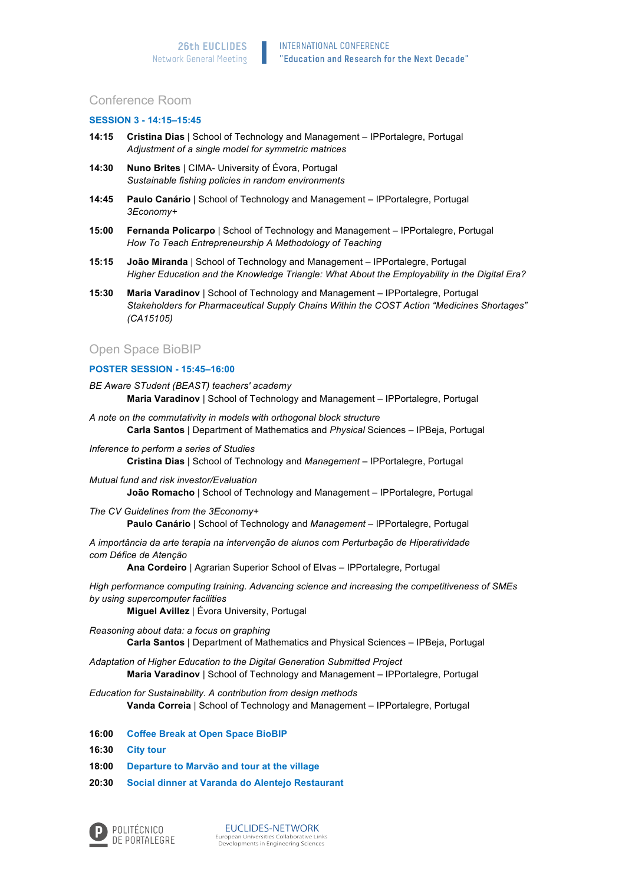## Conference Room

### SESSION 3 - 14:15–15:45

**14:15** **Cristina Dias** | School of Technology and Management – IPPortalegre, Portugal
*Adjustment of a single model for symmetric matrices*

**14:30** **Nuno Brites** | CIMA- University of Évora, Portugal
*Sustainable fishing policies in random environments*

**14:45** **Paulo Canário** | School of Technology and Management – IPPortalegre, Portugal
*3Economy+*

**15:00** **Fernanda Policarpo** | School of Technology and Management – IPPortalegre, Portugal
*How To Teach Entrepreneurship A Methodology of Teaching*

**15:15** **João Miranda** | School of Technology and Management – IPPortalegre, Portugal
*Higher Education and the Knowledge Triangle: What About the Employability in the Digital Era?*

**15:30** **Maria Varadinov** | School of Technology and Management – IPPortalegre, Portugal
*Stakeholders for Pharmaceutical Supply Chains Within the COST Action "Medicines Shortages" (CA15105)*

## Open Space BioBIP

### POSTER SESSION - 15:45–16:00

*BE Aware STudent (BEAST) teachers' academy*
**Maria Varadinov** | School of Technology and Management – IPPortalegre, Portugal

*A note on the commutativity in models with orthogonal block structure*
**Carla Santos** | Department of Mathematics and *Physical* Sciences – IPBeja, Portugal

*Inference to perform a series of Studies*
**Cristina Dias** | School of Technology and *Management* – IPPortalegre, Portugal

*Mutual fund and risk investor/Evaluation*
**João Romacho** | School of Technology and Management – IPPortalegre, Portugal

*The CV Guidelines from the 3Economy+*
**Paulo Canário** | School of Technology and *Management* – IPPortalegre, Portugal

*A importância da arte terapia na intervenção de alunos com Perturbação de Hiperatividade com Défice de Atenção*
**Ana Cordeiro** | Agrarian Superior School of Elvas – IPPortalegre, Portugal

*High performance computing training. Advancing science and increasing the competitiveness of SMEs by using supercomputer facilities*
**Miguel Avillez** | Évora University, Portugal

*Reasoning about data: a focus on graphing*
**Carla Santos** | Department of Mathematics and Physical Sciences – IPBeja, Portugal

*Adaptation of Higher Education to the Digital Generation Submitted Project*
**Maria Varadinov** | School of Technology and Management – IPPortalegre, Portugal

*Education for Sustainability. A contribution from design methods*
**Vanda Correia** | School of Technology and Management – IPPortalegre, Portugal

**16:00** **Coffee Break at Open Space BioBIP**

**16:30** **City tour**

**18:00** **Departure to Marvão and tour at the village**

**20:30** **Social dinner at Varanda do Alentejo Restaurant**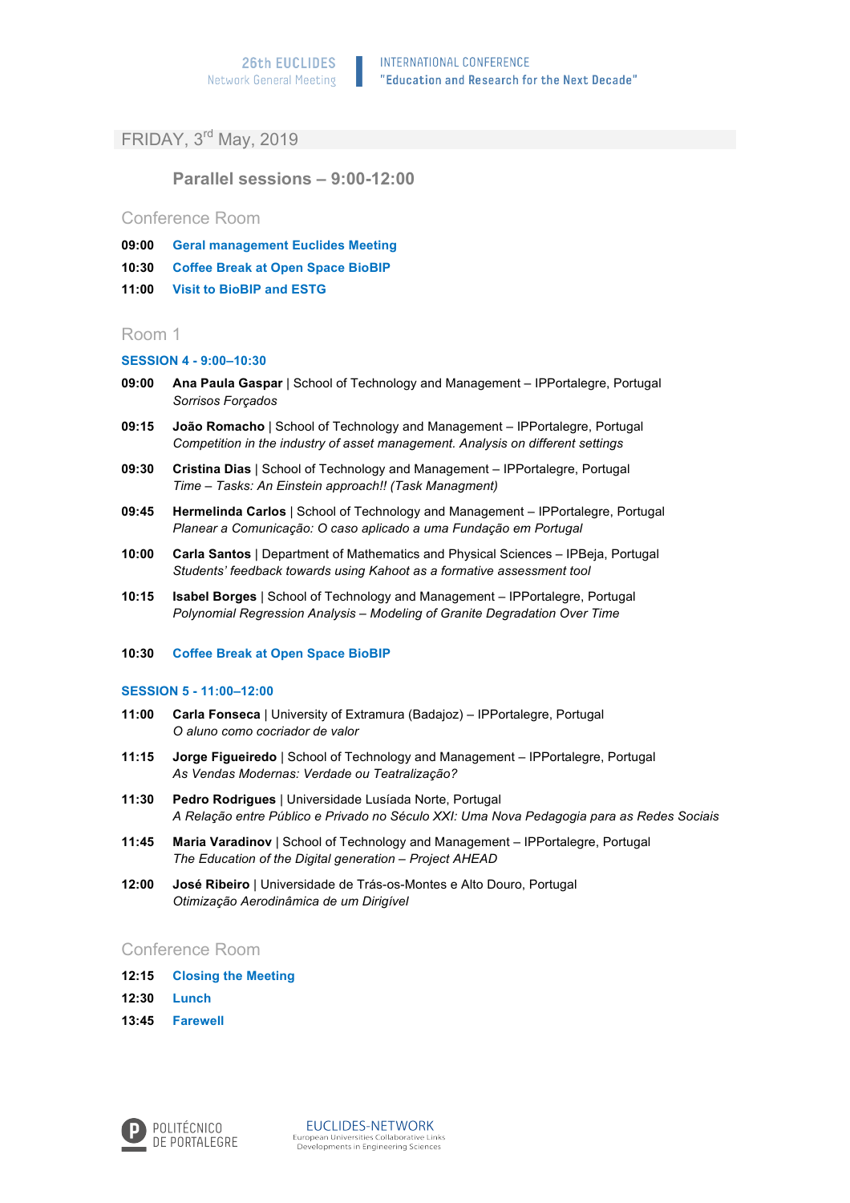## FRIDAY, 3rd May, 2019

### Parallel sessions – 9:00-12:00

### Conference Room

**09:00** **Geral management Euclides Meeting**

**10:30** **Coffee Break at Open Space BioBIP**

**11:00** **Visit to BioBIP and ESTG**

### Room 1

**SESSION 4 - 9:00–10:30**

**09:00** **Ana Paula Gaspar** | School of Technology and Management – IPPortalegre, Portugal
*Sorrisos Forçados*

**09:15** **João Romacho** | School of Technology and Management – IPPortalegre, Portugal
*Competition in the industry of asset management. Analysis on different settings*

**09:30** **Cristina Dias** | School of Technology and Management – IPPortalegre, Portugal
*Time – Tasks: An Einstein approach!! (Task Managment)*

**09:45** **Hermelinda Carlos** | School of Technology and Management – IPPortalegre, Portugal
*Planear a Comunicação: O caso aplicado a uma Fundação em Portugal*

**10:00** **Carla Santos** | Department of Mathematics and Physical Sciences – IPBeja, Portugal
*Students' feedback towards using Kahoot as a formative assessment tool*

**10:15** **Isabel Borges** | School of Technology and Management – IPPortalegre, Portugal
*Polynomial Regression Analysis – Modeling of Granite Degradation Over Time*

**10:30** **Coffee Break at Open Space BioBIP**

**SESSION 5 - 11:00–12:00**

**11:00** **Carla Fonseca** | University of Extramura (Badajoz) – IPPortalegre, Portugal
*O aluno como cocriador de valor*

**11:15** **Jorge Figueiredo** | School of Technology and Management – IPPortalegre, Portugal
*As Vendas Modernas: Verdade ou Teatralização?*

**11:30** **Pedro Rodrigues** | Universidade Lusíada Norte, Portugal
*A Relação entre Público e Privado no Século XXI: Uma Nova Pedagogia para as Redes Sociais*

**11:45** **Maria Varadinov** | School of Technology and Management – IPPortalegre, Portugal
*The Education of the Digital generation – Project AHEAD*

**12:00** **José Ribeiro** | Universidade de Trás-os-Montes e Alto Douro, Portugal
*Otimização Aerodinâmica de um Dirigível*

### Conference Room

**12:15** **Closing the Meeting**

**12:30** **Lunch**

**13:45** **Farewell**